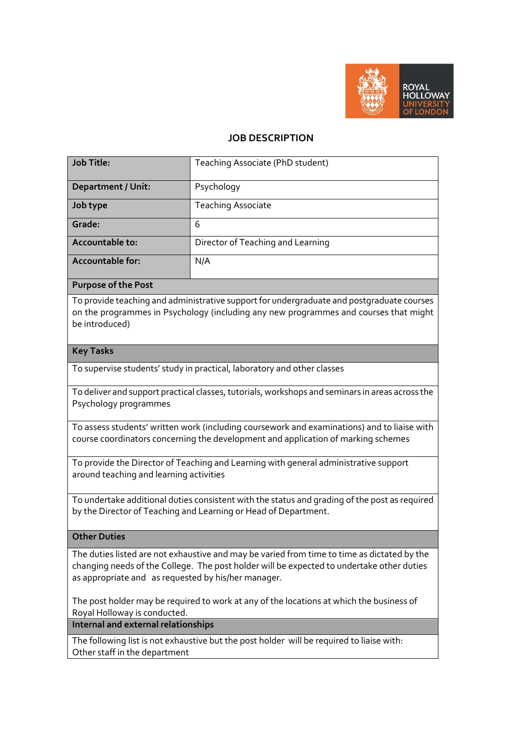# JOB DESCRIPTION

| **Job Title:** | Teaching Associate (PhD student) |
|---|---|
| **Department / Unit:** | Psychology |
| **Job type** | Teaching Associate |
| **Grade:** | 6 |
| **Accountable to:** | Director of Teaching and Learning |
| **Accountable for:** | N/A |

## Purpose of the Post

To provide teaching and administrative support for undergraduate and postgraduate courses on the programmes in Psychology (including any new programmes and courses that might be introduced)

## Key Tasks

To supervise students' study in practical, laboratory and other classes

To deliver and support practical classes, tutorials, workshops and seminars in areas across the Psychology programmes

To assess students' written work (including coursework and examinations) and to liaise with course coordinators concerning the development and application of marking schemes

To provide the Director of Teaching and Learning with general administrative support around teaching and learning activities

To undertake additional duties consistent with the status and grading of the post as required by the Director of Teaching and Learning or Head of Department.

## Other Duties

The duties listed are not exhaustive and may be varied from time to time as dictated by the changing needs of the College. The post holder will be expected to undertake other duties as appropriate and as requested by his/her manager.

The post holder may be required to work at any of the locations at which the business of Royal Holloway is conducted.

## Internal and external relationships

The following list is not exhaustive but the post holder will be required to liaise with:
Other staff in the department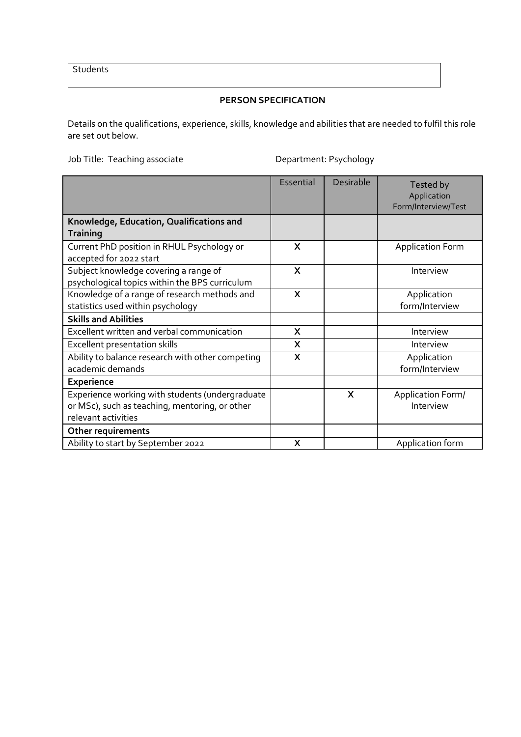| Students |
| --- |

**PERSON SPECIFICATION**

Details on the qualifications, experience, skills, knowledge and abilities that are needed to fulfil this role are set out below.

Job Title: Teaching associate Department: Psychology

| | Essential | Desirable | Tested by Application Form/Interview/Test |
| --- | --- | --- | --- |
| **Knowledge, Education, Qualifications and Training** | | | |
| Current PhD position in RHUL Psychology or accepted for 2022 start | X | | Application Form |
| Subject knowledge covering a range of psychological topics within the BPS curriculum | X | | Interview |
| Knowledge of a range of research methods and statistics used within psychology | X | | Application form/Interview |
| **Skills and Abilities** | | | |
| Excellent written and verbal communication | X | | Interview |
| Excellent presentation skills | X | | Interview |
| Ability to balance research with other competing academic demands | X | | Application form/Interview |
| **Experience** | | | |
| Experience working with students (undergraduate or MSc), such as teaching, mentoring, or other relevant activities | | X | Application Form/ Interview |
| **Other requirements** | | | |
| Ability to start by September 2022 | X | | Application form |